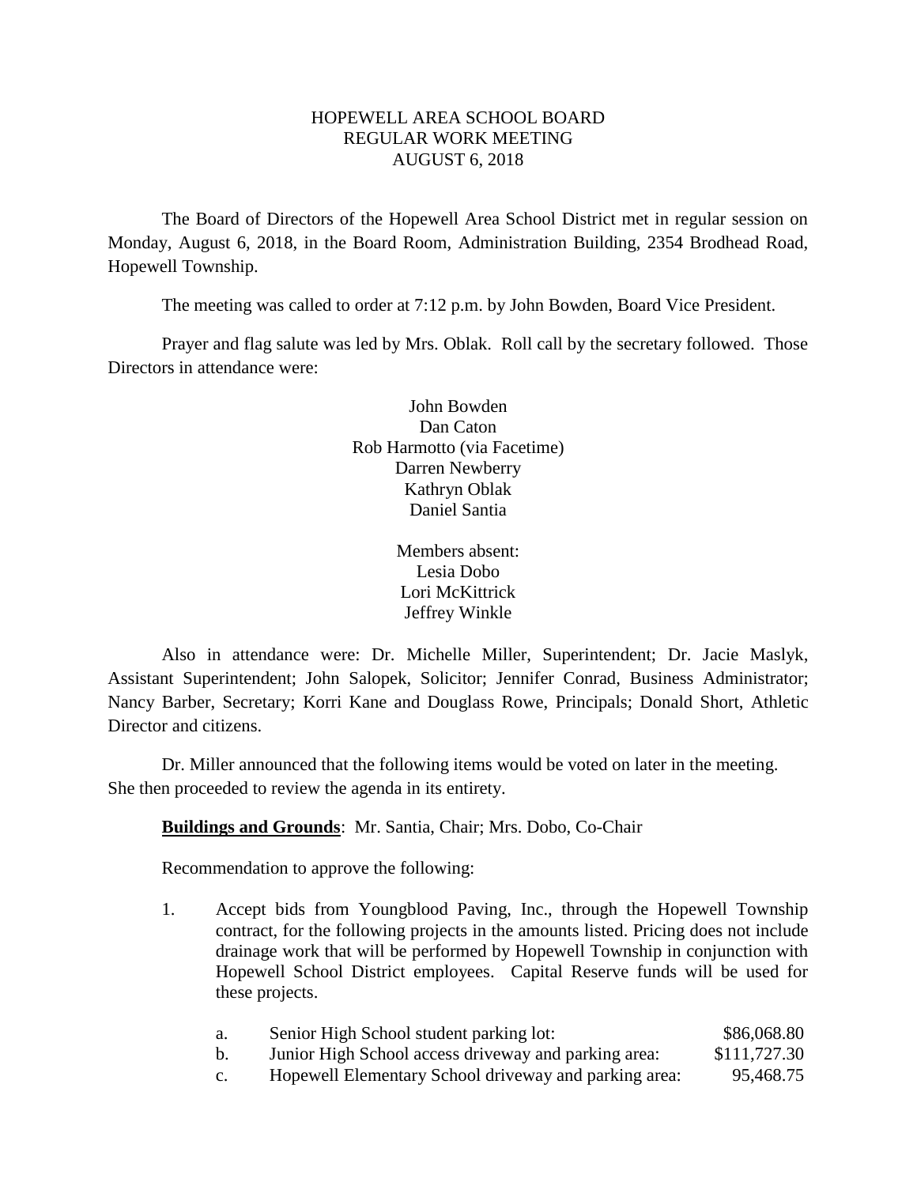# HOPEWELL AREA SCHOOL BOARD
## REGULAR WORK MEETING
## AUGUST 6, 2018

The Board of Directors of the Hopewell Area School District met in regular session on Monday, August 6, 2018, in the Board Room, Administration Building, 2354 Brodhead Road, Hopewell Township.

The meeting was called to order at 7:12 p.m. by John Bowden, Board Vice President.

Prayer and flag salute was led by Mrs. Oblak. Roll call by the secretary followed. Those Directors in attendance were:

John Bowden
Dan Caton
Rob Harmotto (via Facetime)
Darren Newberry
Kathryn Oblak
Daniel Santia

Members absent:
Lesia Dobo
Lori McKittrick
Jeffrey Winkle

Also in attendance were: Dr. Michelle Miller, Superintendent; Dr. Jacie Maslyk, Assistant Superintendent; John Salopek, Solicitor; Jennifer Conrad, Business Administrator; Nancy Barber, Secretary; Korri Kane and Douglass Rowe, Principals; Donald Short, Athletic Director and citizens.

Dr. Miller announced that the following items would be voted on later in the meeting. She then proceeded to review the agenda in its entirety.

**Buildings and Grounds**: Mr. Santia, Chair; Mrs. Dobo, Co-Chair

Recommendation to approve the following:

1. Accept bids from Youngblood Paving, Inc., through the Hopewell Township contract, for the following projects in the amounts listed. Pricing does not include drainage work that will be performed by Hopewell Township in conjunction with Hopewell School District employees. Capital Reserve funds will be used for these projects.

   a. Senior High School student parking lot: $86,068.80
   b. Junior High School access driveway and parking area: $111,727.30
   c. Hopewell Elementary School driveway and parking area: 95,468.75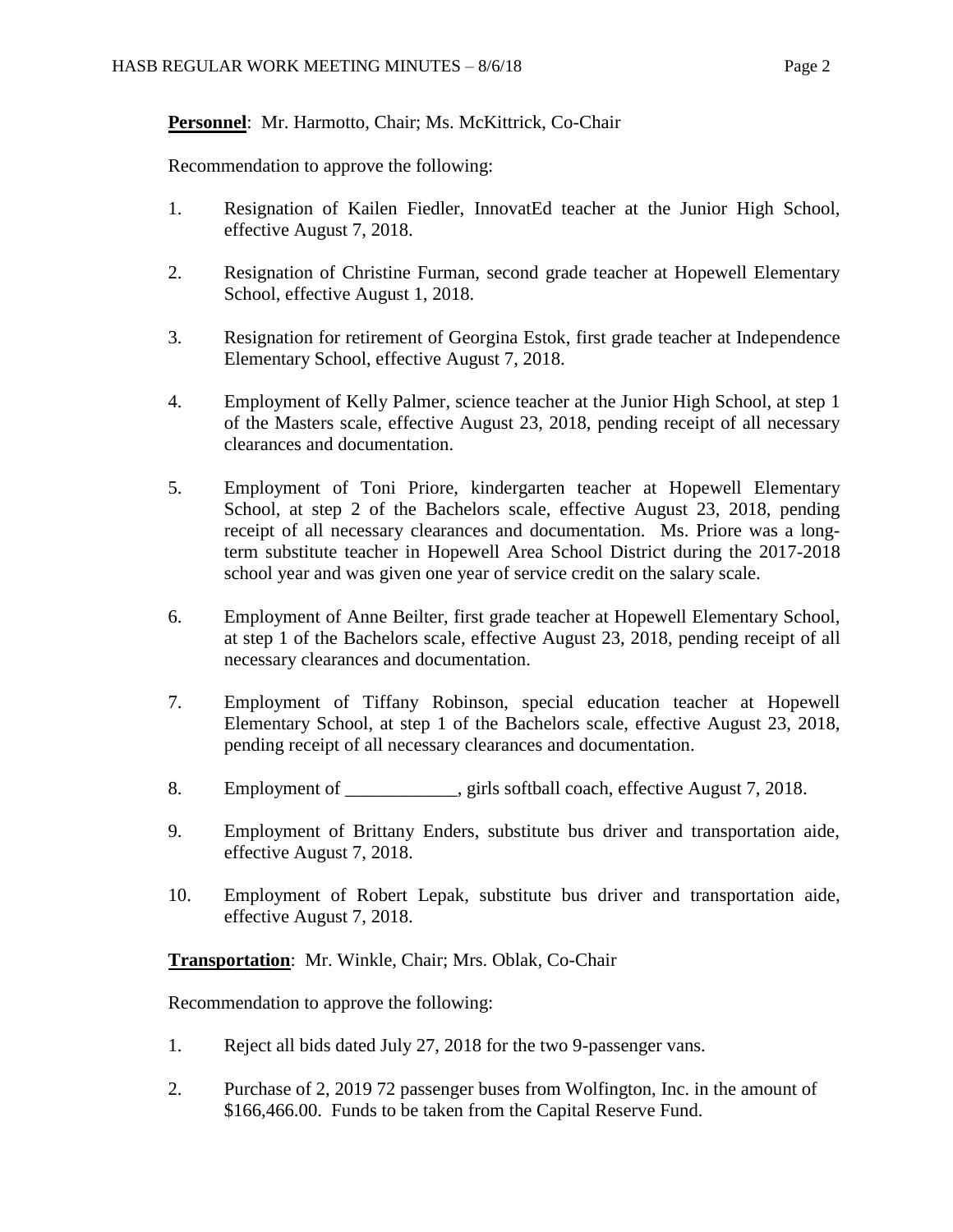**Personnel**: Mr. Harmotto, Chair; Ms. McKittrick, Co-Chair

Recommendation to approve the following:

1. Resignation of Kailen Fiedler, InnovatEd teacher at the Junior High School, effective August 7, 2018.

2. Resignation of Christine Furman, second grade teacher at Hopewell Elementary School, effective August 1, 2018.

3. Resignation for retirement of Georgina Estok, first grade teacher at Independence Elementary School, effective August 7, 2018.

4. Employment of Kelly Palmer, science teacher at the Junior High School, at step 1 of the Masters scale, effective August 23, 2018, pending receipt of all necessary clearances and documentation.

5. Employment of Toni Priore, kindergarten teacher at Hopewell Elementary School, at step 2 of the Bachelors scale, effective August 23, 2018, pending receipt of all necessary clearances and documentation. Ms. Priore was a long-term substitute teacher in Hopewell Area School District during the 2017-2018 school year and was given one year of service credit on the salary scale.

6. Employment of Anne Beilter, first grade teacher at Hopewell Elementary School, at step 1 of the Bachelors scale, effective August 23, 2018, pending receipt of all necessary clearances and documentation.

7. Employment of Tiffany Robinson, special education teacher at Hopewell Elementary School, at step 1 of the Bachelors scale, effective August 23, 2018, pending receipt of all necessary clearances and documentation.

8. Employment of ____________, girls softball coach, effective August 7, 2018.

9. Employment of Brittany Enders, substitute bus driver and transportation aide, effective August 7, 2018.

10. Employment of Robert Lepak, substitute bus driver and transportation aide, effective August 7, 2018.

**Transportation**: Mr. Winkle, Chair; Mrs. Oblak, Co-Chair

Recommendation to approve the following:

1. Reject all bids dated July 27, 2018 for the two 9-passenger vans.

2. Purchase of 2, 2019 72 passenger buses from Wolfington, Inc. in the amount of $166,466.00. Funds to be taken from the Capital Reserve Fund.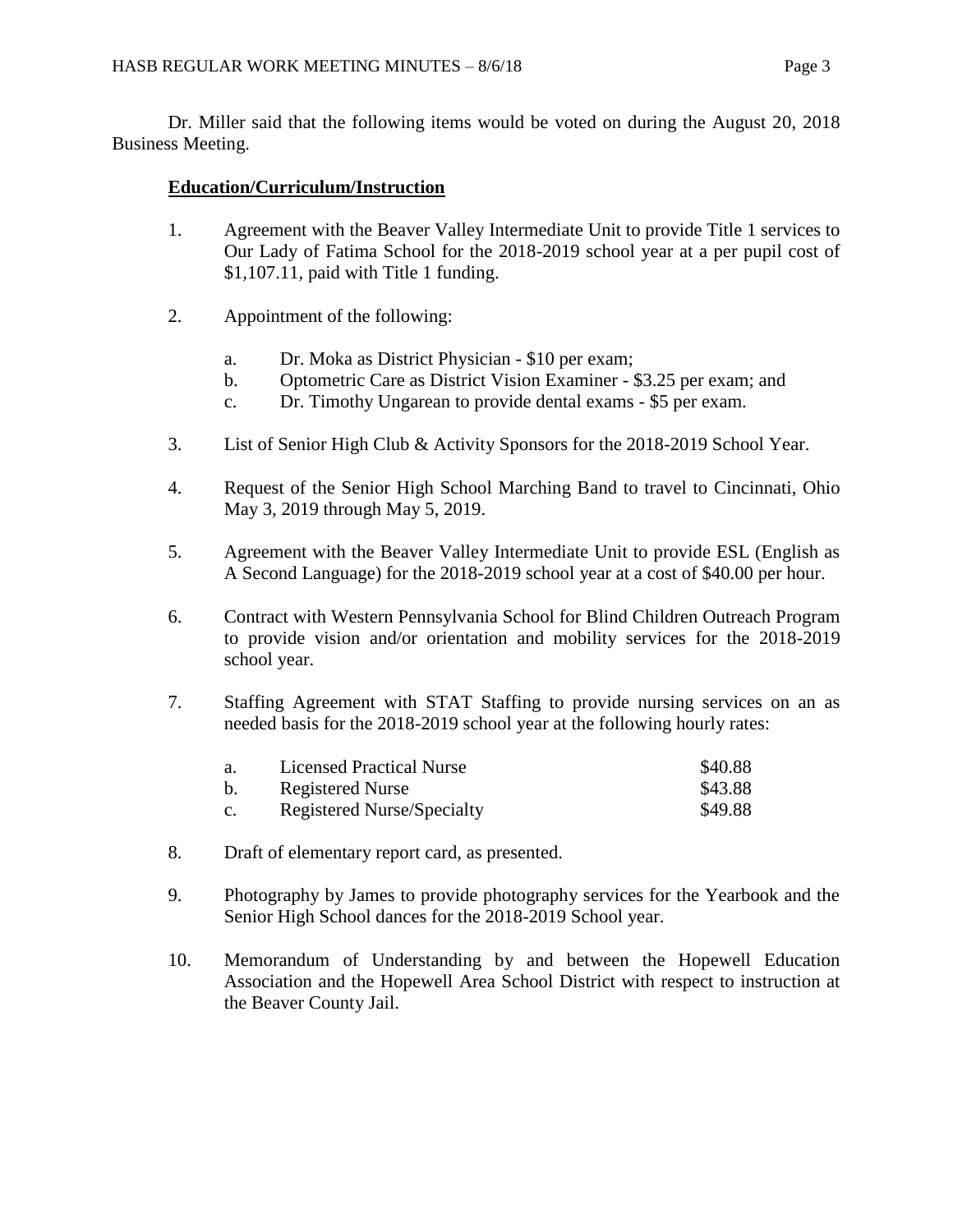Dr. Miller said that the following items would be voted on during the August 20, 2018 Business Meeting.

**Education/Curriculum/Instruction**

1. Agreement with the Beaver Valley Intermediate Unit to provide Title 1 services to Our Lady of Fatima School for the 2018-2019 school year at a per pupil cost of $1,107.11, paid with Title 1 funding.

2. Appointment of the following:

   a. Dr. Moka as District Physician - $10 per exam;
   b. Optometric Care as District Vision Examiner - $3.25 per exam; and
   c. Dr. Timothy Ungarean to provide dental exams - $5 per exam.

3. List of Senior High Club & Activity Sponsors for the 2018-2019 School Year.

4. Request of the Senior High School Marching Band to travel to Cincinnati, Ohio May 3, 2019 through May 5, 2019.

5. Agreement with the Beaver Valley Intermediate Unit to provide ESL (English as A Second Language) for the 2018-2019 school year at a cost of $40.00 per hour.

6. Contract with Western Pennsylvania School for Blind Children Outreach Program to provide vision and/or orientation and mobility services for the 2018-2019 school year.

7. Staffing Agreement with STAT Staffing to provide nursing services on an as needed basis for the 2018-2019 school year at the following hourly rates:

   a. Licensed Practical Nurse $40.88
   b. Registered Nurse $43.88
   c. Registered Nurse/Specialty $49.88

8. Draft of elementary report card, as presented.

9. Photography by James to provide photography services for the Yearbook and the Senior High School dances for the 2018-2019 School year.

10. Memorandum of Understanding by and between the Hopewell Education Association and the Hopewell Area School District with respect to instruction at the Beaver County Jail.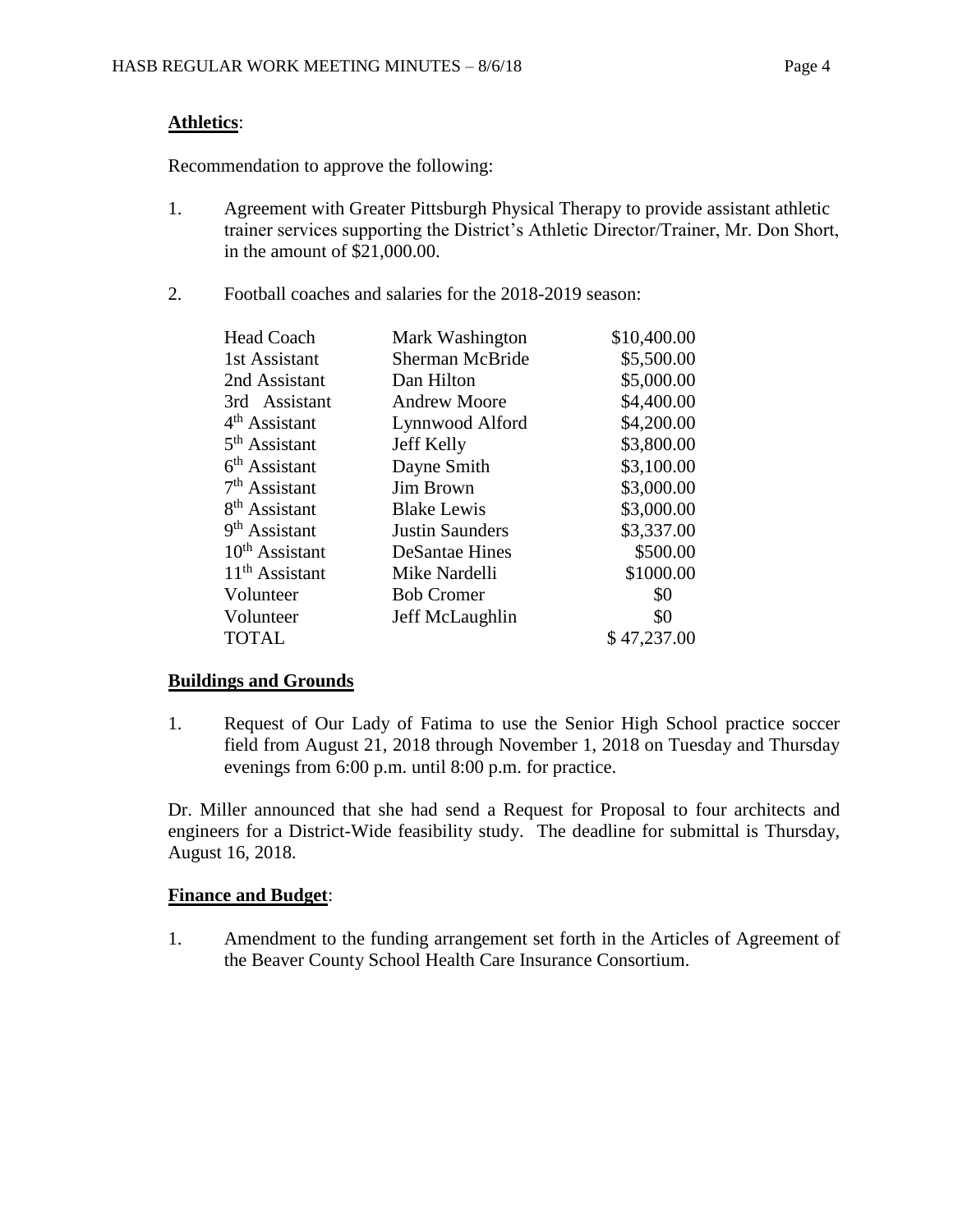**Athletics**:

Recommendation to approve the following:

1. Agreement with Greater Pittsburgh Physical Therapy to provide assistant athletic trainer services supporting the District's Athletic Director/Trainer, Mr. Don Short, in the amount of $21,000.00.

2. Football coaches and salaries for the 2018-2019 season:

| | | |
|---|---|---|
| Head Coach | Mark Washington | $10,400.00 |
| 1st Assistant | Sherman McBride | $5,500.00 |
| 2nd Assistant | Dan Hilton | $5,000.00 |
| 3rd Assistant | Andrew Moore | $4,400.00 |
| 4th Assistant | Lynnwood Alford | $4,200.00 |
| 5th Assistant | Jeff Kelly | $3,800.00 |
| 6th Assistant | Dayne Smith | $3,100.00 |
| 7th Assistant | Jim Brown | $3,000.00 |
| 8th Assistant | Blake Lewis | $3,000.00 |
| 9th Assistant | Justin Saunders | $3,337.00 |
| 10th Assistant | DeSantae Hines | $500.00 |
| 11th Assistant | Mike Nardelli | $1000.00 |
| Volunteer | Bob Cromer | $0 |
| Volunteer | Jeff McLaughlin | $0 |
| TOTAL | | $ 47,237.00 |

**Buildings and Grounds**

1. Request of Our Lady of Fatima to use the Senior High School practice soccer field from August 21, 2018 through November 1, 2018 on Tuesday and Thursday evenings from 6:00 p.m. until 8:00 p.m. for practice.

Dr. Miller announced that she had send a Request for Proposal to four architects and engineers for a District-Wide feasibility study. The deadline for submittal is Thursday, August 16, 2018.

**Finance and Budget**:

1. Amendment to the funding arrangement set forth in the Articles of Agreement of the Beaver County School Health Care Insurance Consortium.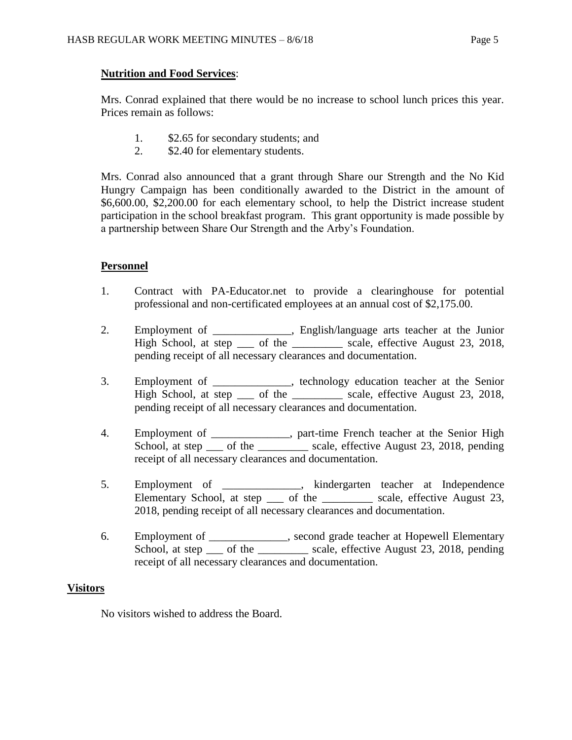**Nutrition and Food Services**:

Mrs. Conrad explained that there would be no increase to school lunch prices this year. Prices remain as follows:

1. $2.65 for secondary students; and
2. $2.40 for elementary students.

Mrs. Conrad also announced that a grant through Share our Strength and the No Kid Hungry Campaign has been conditionally awarded to the District in the amount of $6,600.00, $2,200.00 for each elementary school, to help the District increase student participation in the school breakfast program. This grant opportunity is made possible by a partnership between Share Our Strength and the Arby's Foundation.

**Personnel**

1. Contract with PA-Educator.net to provide a clearinghouse for potential professional and non-certificated employees at an annual cost of $2,175.00.

2. Employment of ______________, English/language arts teacher at the Junior High School, at step ___ of the _________ scale, effective August 23, 2018, pending receipt of all necessary clearances and documentation.

3. Employment of ______________, technology education teacher at the Senior High School, at step ___ of the _________ scale, effective August 23, 2018, pending receipt of all necessary clearances and documentation.

4. Employment of ______________, part-time French teacher at the Senior High School, at step ___ of the _________ scale, effective August 23, 2018, pending receipt of all necessary clearances and documentation.

5. Employment of ______________, kindergarten teacher at Independence Elementary School, at step ___ of the _________ scale, effective August 23, 2018, pending receipt of all necessary clearances and documentation.

6. Employment of ______________, second grade teacher at Hopewell Elementary School, at step ___ of the _________ scale, effective August 23, 2018, pending receipt of all necessary clearances and documentation.

**Visitors**

No visitors wished to address the Board.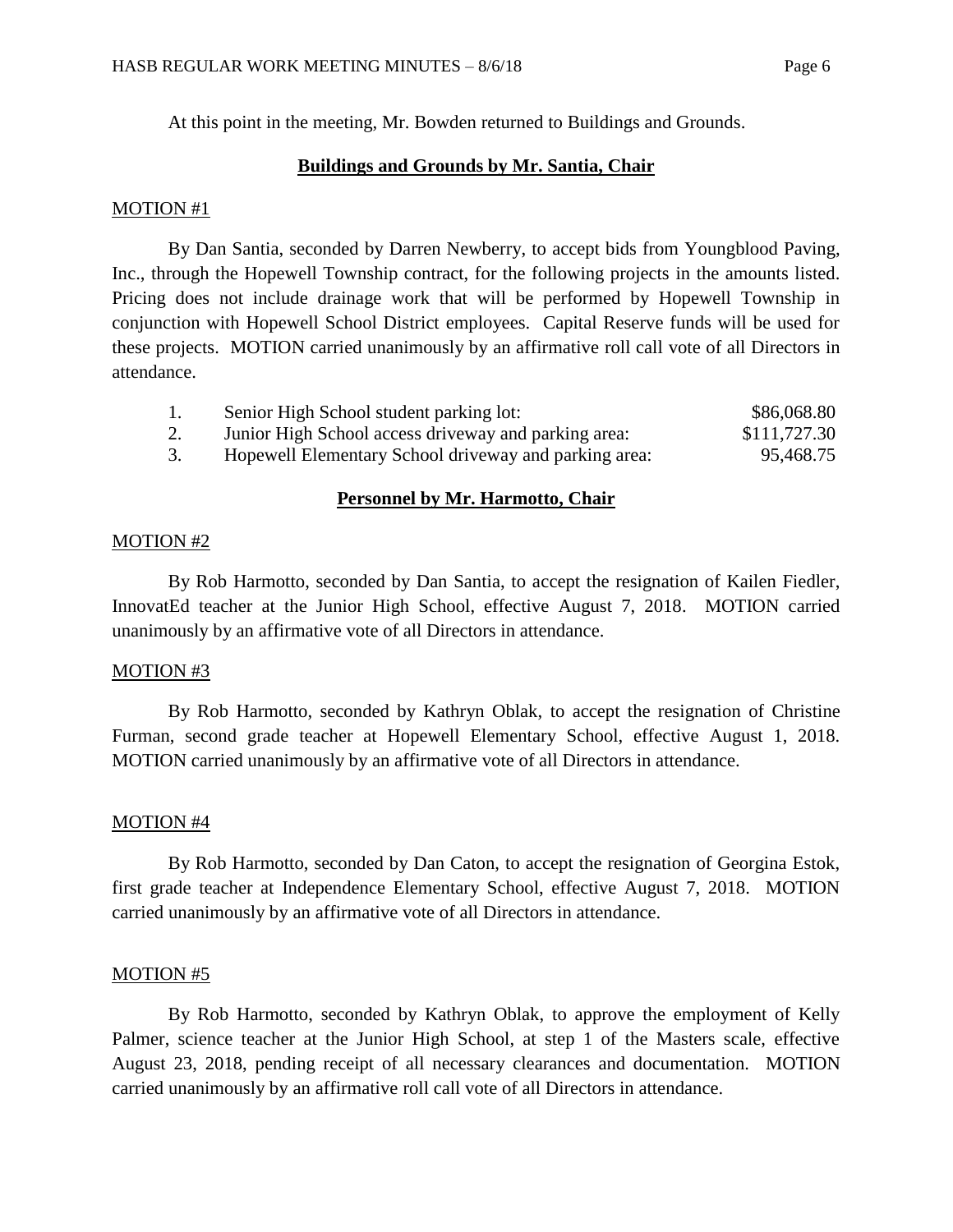At this point in the meeting, Mr. Bowden returned to Buildings and Grounds.

## Buildings and Grounds by Mr. Santia, Chair

MOTION #1

By Dan Santia, seconded by Darren Newberry, to accept bids from Youngblood Paving, Inc., through the Hopewell Township contract, for the following projects in the amounts listed. Pricing does not include drainage work that will be performed by Hopewell Township in conjunction with Hopewell School District employees. Capital Reserve funds will be used for these projects. MOTION carried unanimously by an affirmative roll call vote of all Directors in attendance.

| | | |
|---|---|---|
| 1. | Senior High School student parking lot: | $86,068.80 |
| 2. | Junior High School access driveway and parking area: | $111,727.30 |
| 3. | Hopewell Elementary School driveway and parking area: | 95,468.75 |

## Personnel by Mr. Harmotto, Chair

MOTION #2

By Rob Harmotto, seconded by Dan Santia, to accept the resignation of Kailen Fiedler, InnovatEd teacher at the Junior High School, effective August 7, 2018. MOTION carried unanimously by an affirmative vote of all Directors in attendance.

MOTION #3

By Rob Harmotto, seconded by Kathryn Oblak, to accept the resignation of Christine Furman, second grade teacher at Hopewell Elementary School, effective August 1, 2018. MOTION carried unanimously by an affirmative vote of all Directors in attendance.

MOTION #4

By Rob Harmotto, seconded by Dan Caton, to accept the resignation of Georgina Estok, first grade teacher at Independence Elementary School, effective August 7, 2018. MOTION carried unanimously by an affirmative vote of all Directors in attendance.

MOTION #5

By Rob Harmotto, seconded by Kathryn Oblak, to approve the employment of Kelly Palmer, science teacher at the Junior High School, at step 1 of the Masters scale, effective August 23, 2018, pending receipt of all necessary clearances and documentation. MOTION carried unanimously by an affirmative roll call vote of all Directors in attendance.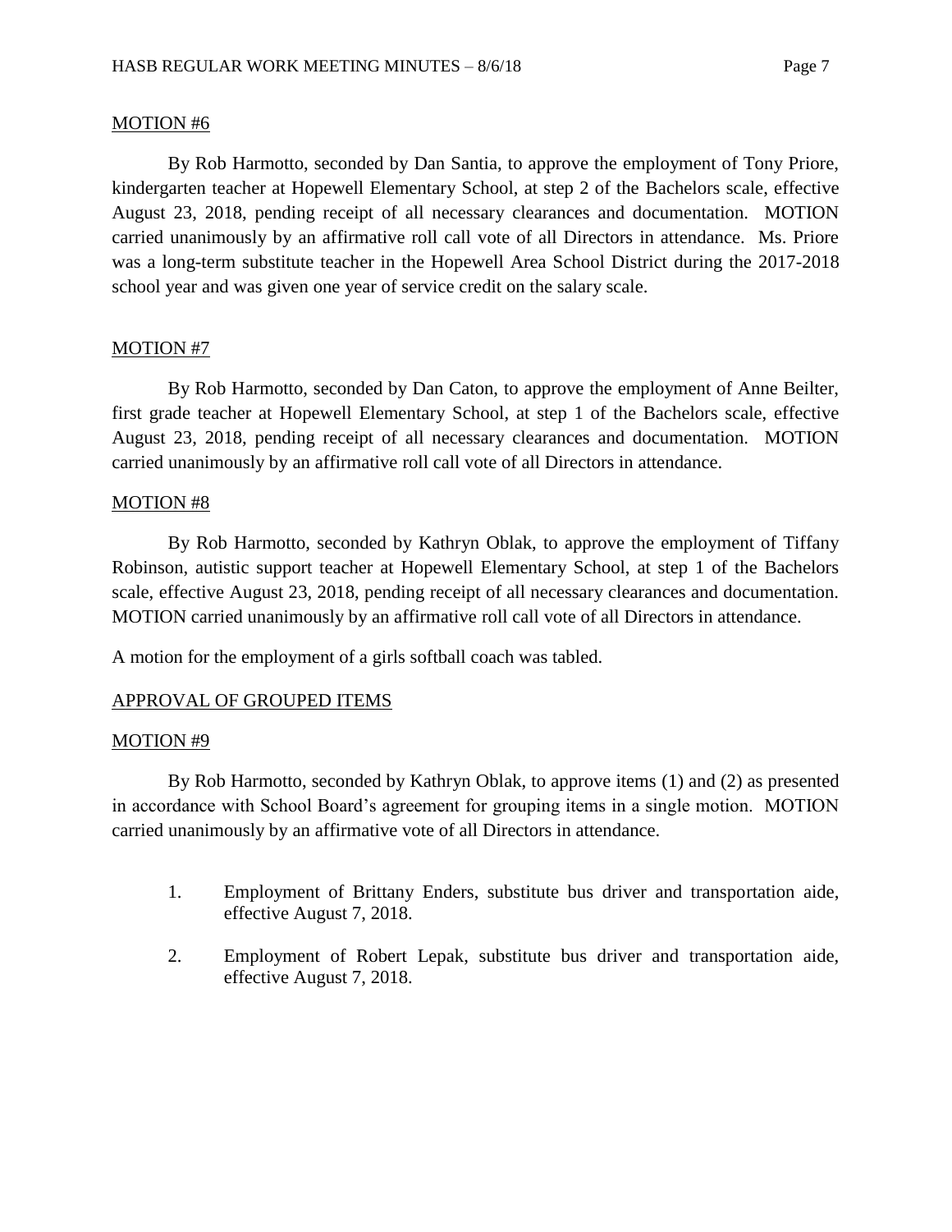MOTION #6

By Rob Harmotto, seconded by Dan Santia, to approve the employment of Tony Priore, kindergarten teacher at Hopewell Elementary School, at step 2 of the Bachelors scale, effective August 23, 2018, pending receipt of all necessary clearances and documentation. MOTION carried unanimously by an affirmative roll call vote of all Directors in attendance. Ms. Priore was a long-term substitute teacher in the Hopewell Area School District during the 2017-2018 school year and was given one year of service credit on the salary scale.

MOTION #7

By Rob Harmotto, seconded by Dan Caton, to approve the employment of Anne Beilter, first grade teacher at Hopewell Elementary School, at step 1 of the Bachelors scale, effective August 23, 2018, pending receipt of all necessary clearances and documentation. MOTION carried unanimously by an affirmative roll call vote of all Directors in attendance.

MOTION #8

By Rob Harmotto, seconded by Kathryn Oblak, to approve the employment of Tiffany Robinson, autistic support teacher at Hopewell Elementary School, at step 1 of the Bachelors scale, effective August 23, 2018, pending receipt of all necessary clearances and documentation. MOTION carried unanimously by an affirmative roll call vote of all Directors in attendance.

A motion for the employment of a girls softball coach was tabled.

APPROVAL OF GROUPED ITEMS

MOTION #9

By Rob Harmotto, seconded by Kathryn Oblak, to approve items (1) and (2) as presented in accordance with School Board's agreement for grouping items in a single motion. MOTION carried unanimously by an affirmative vote of all Directors in attendance.

1. Employment of Brittany Enders, substitute bus driver and transportation aide, effective August 7, 2018.
2. Employment of Robert Lepak, substitute bus driver and transportation aide, effective August 7, 2018.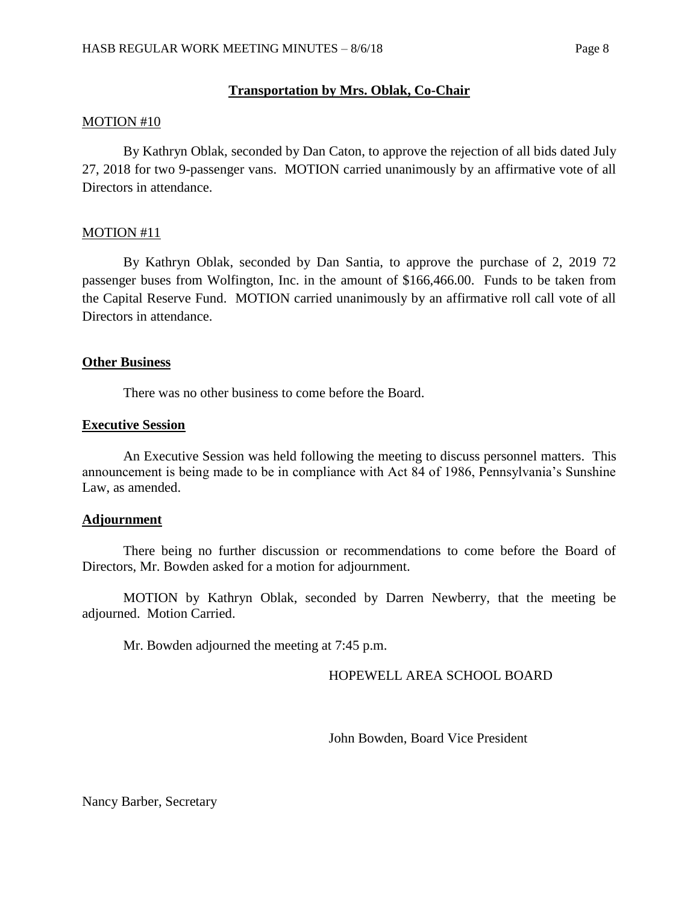**Transportation by Mrs. Oblak, Co-Chair**

MOTION #10

By Kathryn Oblak, seconded by Dan Caton, to approve the rejection of all bids dated July 27, 2018 for two 9-passenger vans. MOTION carried unanimously by an affirmative vote of all Directors in attendance.

MOTION #11

By Kathryn Oblak, seconded by Dan Santia, to approve the purchase of 2, 2019 72 passenger buses from Wolfington, Inc. in the amount of $166,466.00. Funds to be taken from the Capital Reserve Fund. MOTION carried unanimously by an affirmative roll call vote of all Directors in attendance.

**Other Business**

There was no other business to come before the Board.

**Executive Session**

An Executive Session was held following the meeting to discuss personnel matters. This announcement is being made to be in compliance with Act 84 of 1986, Pennsylvania's Sunshine Law, as amended.

**Adjournment**

There being no further discussion or recommendations to come before the Board of Directors, Mr. Bowden asked for a motion for adjournment.

MOTION by Kathryn Oblak, seconded by Darren Newberry, that the meeting be adjourned. Motion Carried.

Mr. Bowden adjourned the meeting at 7:45 p.m.

HOPEWELL AREA SCHOOL BOARD

John Bowden, Board Vice President

Nancy Barber, Secretary